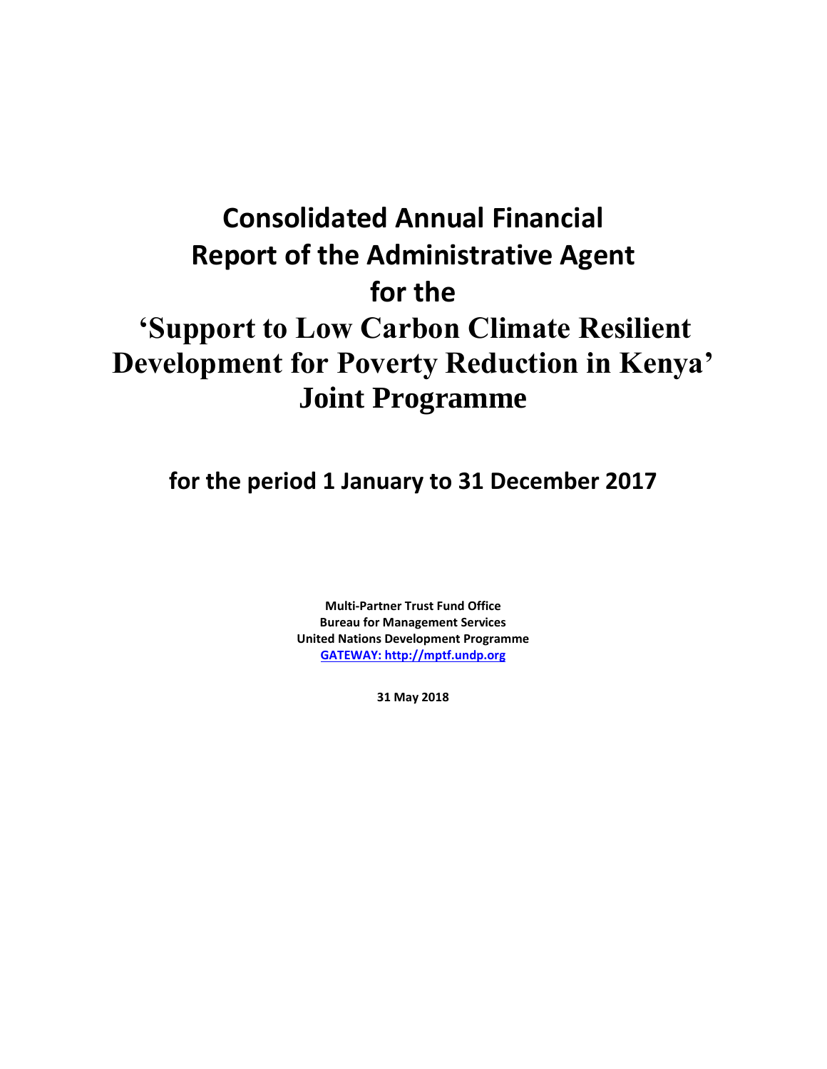# Consolidated Annual Financial Report of the Administrative Agent for the 'Support to Low Carbon Climate Resilient Development for Poverty Reduction in Kenya' Joint Programme

## for the period 1 January to 31 December 2017

**Multi-Partner Trust Fund Office**
**Bureau for Management Services**
**United Nations Development Programme**
**GATEWAY: http://mptf.undp.org**

**31 May 2018**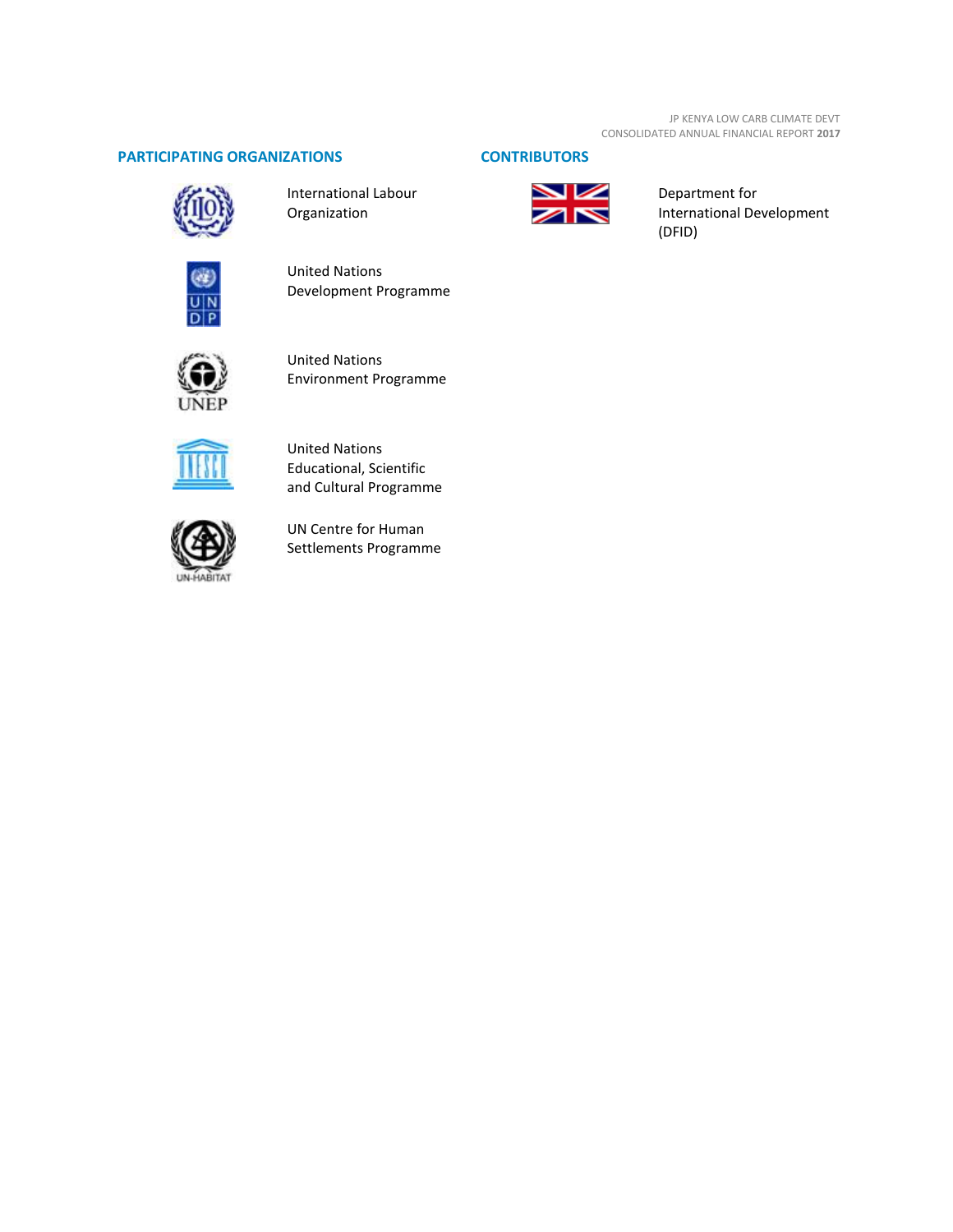## PARTICIPATING ORGANIZATIONS

International Labour Organization

United Nations Development Programme

United Nations Environment Programme

United Nations Educational, Scientific and Cultural Programme

UN Centre for Human Settlements Programme

## CONTRIBUTORS

Department for International Development (DFID)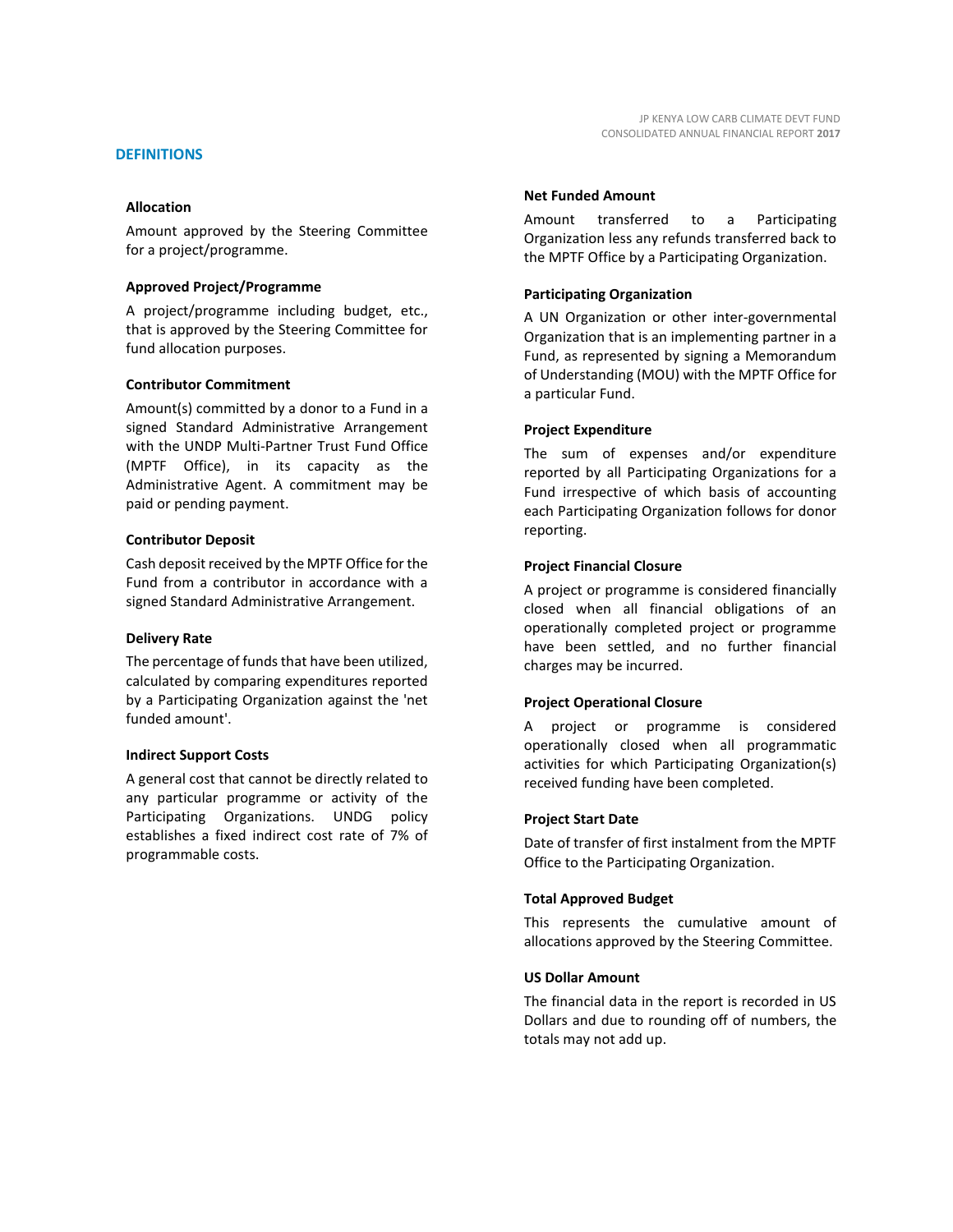## DEFINITIONS

**Allocation**

Amount approved by the Steering Committee for a project/programme.

**Approved Project/Programme**

A project/programme including budget, etc., that is approved by the Steering Committee for fund allocation purposes.

**Contributor Commitment**

Amount(s) committed by a donor to a Fund in a signed Standard Administrative Arrangement with the UNDP Multi-Partner Trust Fund Office (MPTF Office), in its capacity as the Administrative Agent. A commitment may be paid or pending payment.

**Contributor Deposit**

Cash deposit received by the MPTF Office for the Fund from a contributor in accordance with a signed Standard Administrative Arrangement.

**Delivery Rate**

The percentage of funds that have been utilized, calculated by comparing expenditures reported by a Participating Organization against the 'net funded amount'.

**Indirect Support Costs**

A general cost that cannot be directly related to any particular programme or activity of the Participating Organizations. UNDG policy establishes a fixed indirect cost rate of 7% of programmable costs.

**Net Funded Amount**

Amount transferred to a Participating Organization less any refunds transferred back to the MPTF Office by a Participating Organization.

**Participating Organization**

A UN Organization or other inter-governmental Organization that is an implementing partner in a Fund, as represented by signing a Memorandum of Understanding (MOU) with the MPTF Office for a particular Fund.

**Project Expenditure**

The sum of expenses and/or expenditure reported by all Participating Organizations for a Fund irrespective of which basis of accounting each Participating Organization follows for donor reporting.

**Project Financial Closure**

A project or programme is considered financially closed when all financial obligations of an operationally completed project or programme have been settled, and no further financial charges may be incurred.

**Project Operational Closure**

A project or programme is considered operationally closed when all programmatic activities for which Participating Organization(s) received funding have been completed.

**Project Start Date**

Date of transfer of first instalment from the MPTF Office to the Participating Organization.

**Total Approved Budget**

This represents the cumulative amount of allocations approved by the Steering Committee.

**US Dollar Amount**

The financial data in the report is recorded in US Dollars and due to rounding off of numbers, the totals may not add up.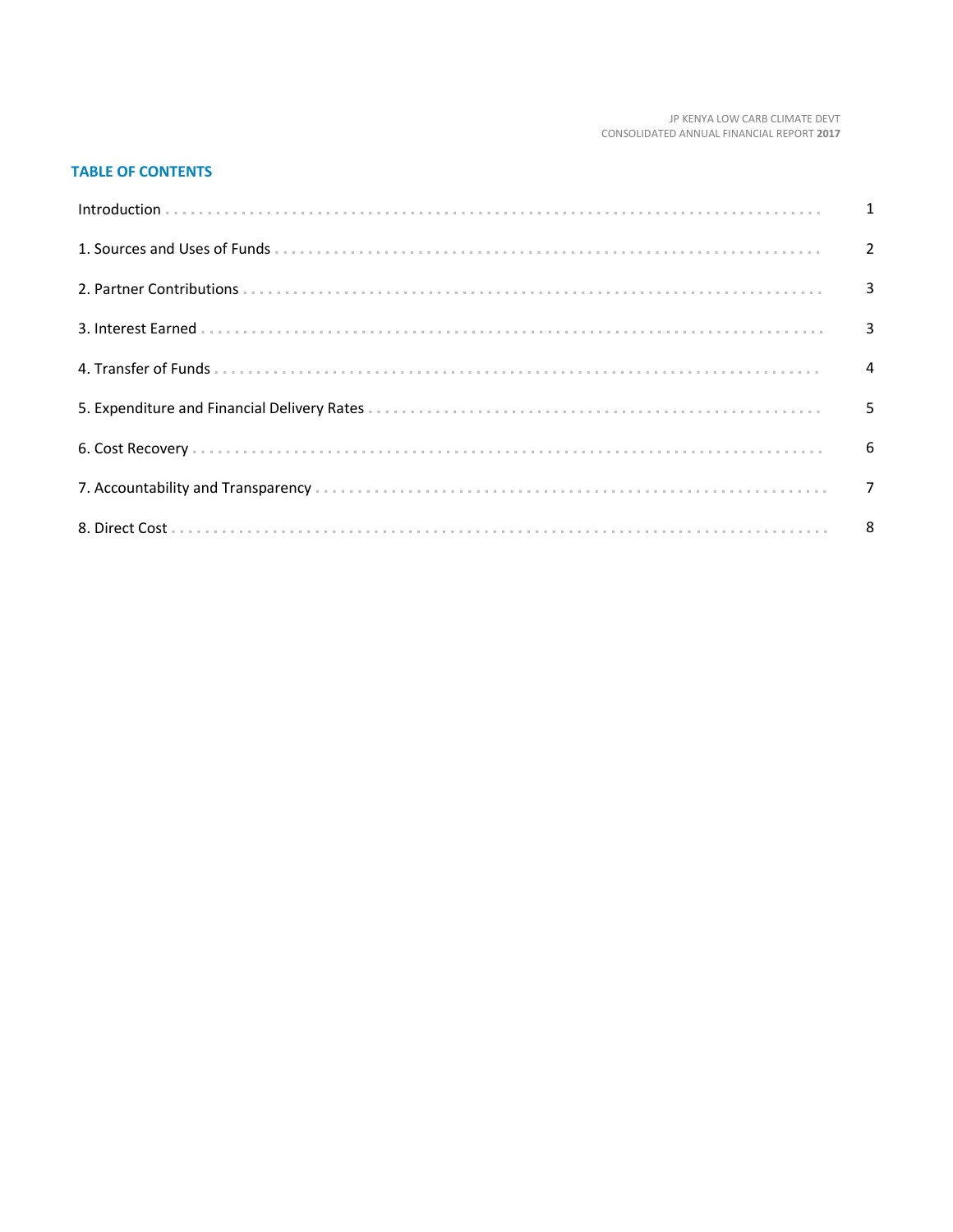## TABLE OF CONTENTS

| | |
|---|---|
| Introduction | 1 |
| 1. Sources and Uses of Funds | 2 |
| 2. Partner Contributions | 3 |
| 3. Interest Earned | 3 |
| 4. Transfer of Funds | 4 |
| 5. Expenditure and Financial Delivery Rates | 5 |
| 6. Cost Recovery | 6 |
| 7. Accountability and Transparency | 7 |
| 8. Direct Cost | 8 |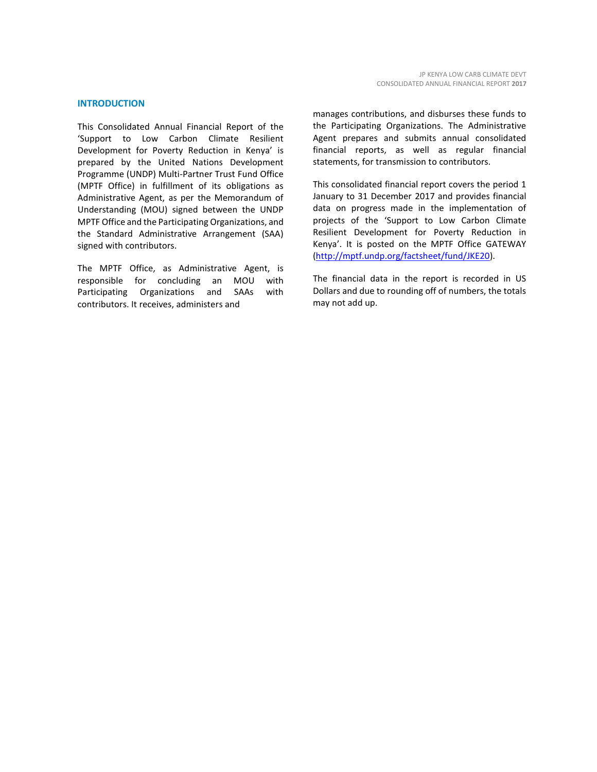## INTRODUCTION

This Consolidated Annual Financial Report of the 'Support to Low Carbon Climate Resilient Development for Poverty Reduction in Kenya' is prepared by the United Nations Development Programme (UNDP) Multi-Partner Trust Fund Office (MPTF Office) in fulfillment of its obligations as Administrative Agent, as per the Memorandum of Understanding (MOU) signed between the UNDP MPTF Office and the Participating Organizations, and the Standard Administrative Arrangement (SAA) signed with contributors.

The MPTF Office, as Administrative Agent, is responsible for concluding an MOU with Participating Organizations and SAAs with contributors. It receives, administers and manages contributions, and disburses these funds to the Participating Organizations. The Administrative Agent prepares and submits annual consolidated financial reports, as well as regular financial statements, for transmission to contributors.

This consolidated financial report covers the period 1 January to 31 December 2017 and provides financial data on progress made in the implementation of projects of the 'Support to Low Carbon Climate Resilient Development for Poverty Reduction in Kenya'. It is posted on the MPTF Office GATEWAY (http://mptf.undp.org/factsheet/fund/JKE20).

The financial data in the report is recorded in US Dollars and due to rounding off of numbers, the totals may not add up.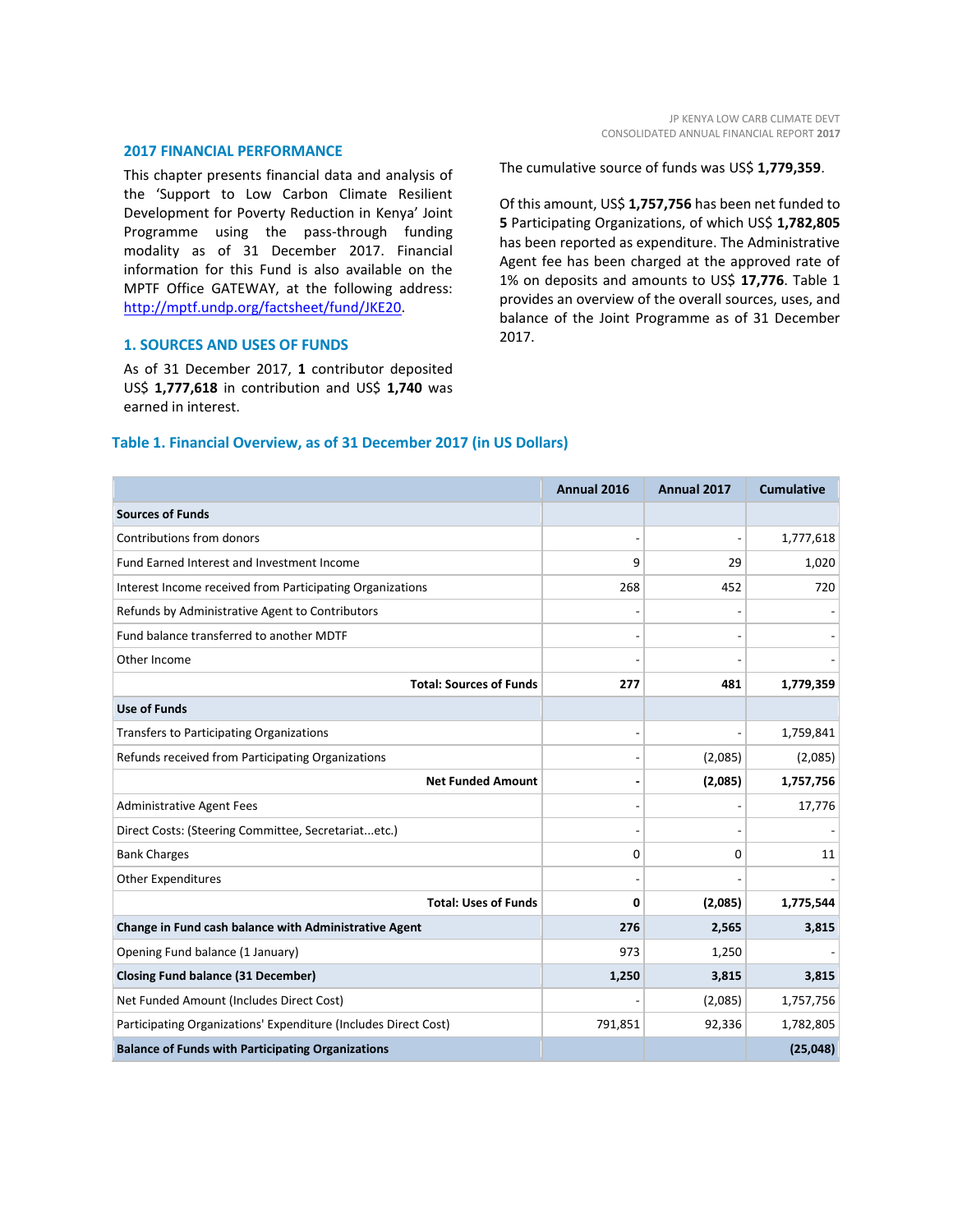## 2017 FINANCIAL PERFORMANCE

This chapter presents financial data and analysis of the 'Support to Low Carbon Climate Resilient Development for Poverty Reduction in Kenya' Joint Programme using the pass-through funding modality as of 31 December 2017. Financial information for this Fund is also available on the MPTF Office GATEWAY, at the following address: http://mptf.undp.org/factsheet/fund/JKE20.

### 1. SOURCES AND USES OF FUNDS

As of 31 December 2017, **1** contributor deposited US$ **1,777,618** in contribution and US$ **1,740** was earned in interest.

The cumulative source of funds was US$ **1,779,359**.

Of this amount, US$ **1,757,756** has been net funded to **5** Participating Organizations, of which US$ **1,782,805** has been reported as expenditure. The Administrative Agent fee has been charged at the approved rate of 1% on deposits and amounts to US$ **17,776**. Table 1 provides an overview of the overall sources, uses, and balance of the Joint Programme as of 31 December 2017.

### Table 1. Financial Overview, as of 31 December 2017 (in US Dollars)

| | Annual 2016 | Annual 2017 | Cumulative |
|---|---|---|---|
| **Sources of Funds** | | | |
| Contributions from donors | - | - | 1,777,618 |
| Fund Earned Interest and Investment Income | 9 | 29 | 1,020 |
| Interest Income received from Participating Organizations | 268 | 452 | 720 |
| Refunds by Administrative Agent to Contributors | - | - | - |
| Fund balance transferred to another MDTF | - | - | - |
| Other Income | - | - | - |
| **Total: Sources of Funds** | **277** | **481** | **1,779,359** |
| **Use of Funds** | | | |
| Transfers to Participating Organizations | - | - | 1,759,841 |
| Refunds received from Participating Organizations | - | (2,085) | (2,085) |
| **Net Funded Amount** | **-** | **(2,085)** | **1,757,756** |
| Administrative Agent Fees | - | - | 17,776 |
| Direct Costs: (Steering Committee, Secretariat...etc.) | - | - | - |
| Bank Charges | 0 | 0 | 11 |
| Other Expenditures | - | - | - |
| **Total: Uses of Funds** | **0** | **(2,085)** | **1,775,544** |
| **Change in Fund cash balance with Administrative Agent** | **276** | **2,565** | **3,815** |
| Opening Fund balance (1 January) | 973 | 1,250 | - |
| **Closing Fund balance (31 December)** | **1,250** | **3,815** | **3,815** |
| Net Funded Amount (Includes Direct Cost) | - | (2,085) | 1,757,756 |
| Participating Organizations' Expenditure (Includes Direct Cost) | 791,851 | 92,336 | 1,782,805 |
| **Balance of Funds with Participating Organizations** | | | **(25,048)** |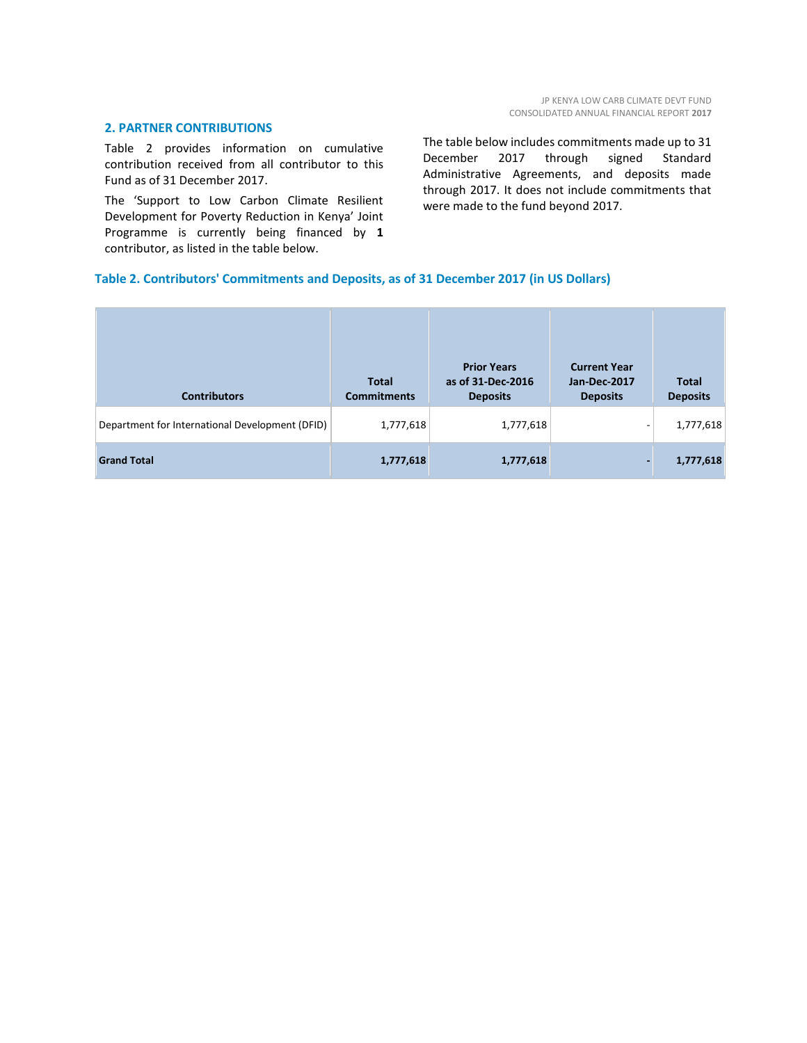## 2. PARTNER CONTRIBUTIONS

Table 2 provides information on cumulative contribution received from all contributor to this Fund as of 31 December 2017.

The 'Support to Low Carbon Climate Resilient Development for Poverty Reduction in Kenya' Joint Programme is currently being financed by **1** contributor, as listed in the table below.

The table below includes commitments made up to 31 December 2017 through signed Standard Administrative Agreements, and deposits made through 2017. It does not include commitments that were made to the fund beyond 2017.

### Table 2. Contributors' Commitments and Deposits, as of 31 December 2017 (in US Dollars)

| Contributors | Total Commitments | Prior Years as of 31-Dec-2016 Deposits | Current Year Jan-Dec-2017 Deposits | Total Deposits |
|---|---|---|---|---|
| Department for International Development (DFID) | 1,777,618 | 1,777,618 | - | 1,777,618 |
| **Grand Total** | **1,777,618** | **1,777,618** | **-** | **1,777,618** |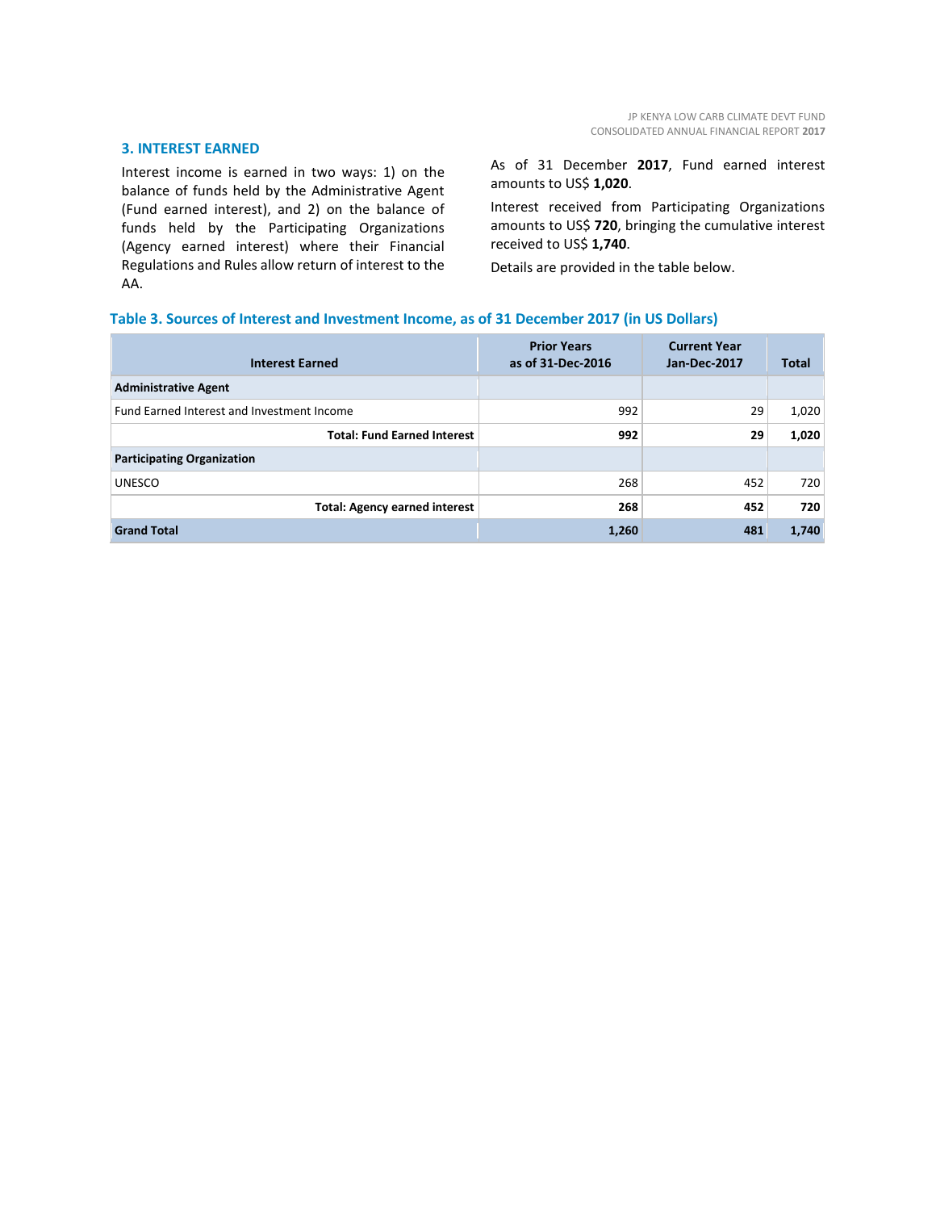## 3. INTEREST EARNED

Interest income is earned in two ways: 1) on the balance of funds held by the Administrative Agent (Fund earned interest), and 2) on the balance of funds held by the Participating Organizations (Agency earned interest) where their Financial Regulations and Rules allow return of interest to the AA.

As of 31 December **2017**, Fund earned interest amounts to US$ **1,020**.

Interest received from Participating Organizations amounts to US$ **720**, bringing the cumulative interest received to US$ **1,740**.

Details are provided in the table below.

### Table 3. Sources of Interest and Investment Income, as of 31 December 2017 (in US Dollars)

| Interest Earned | Prior Years as of 31-Dec-2016 | Current Year Jan-Dec-2017 | Total |
|---|---|---|---|
| **Administrative Agent** | | | |
| Fund Earned Interest and Investment Income | 992 | 29 | 1,020 |
| **Total: Fund Earned Interest** | **992** | **29** | **1,020** |
| **Participating Organization** | | | |
| UNESCO | 268 | 452 | 720 |
| **Total: Agency earned interest** | **268** | **452** | **720** |
| **Grand Total** | **1,260** | **481** | **1,740** |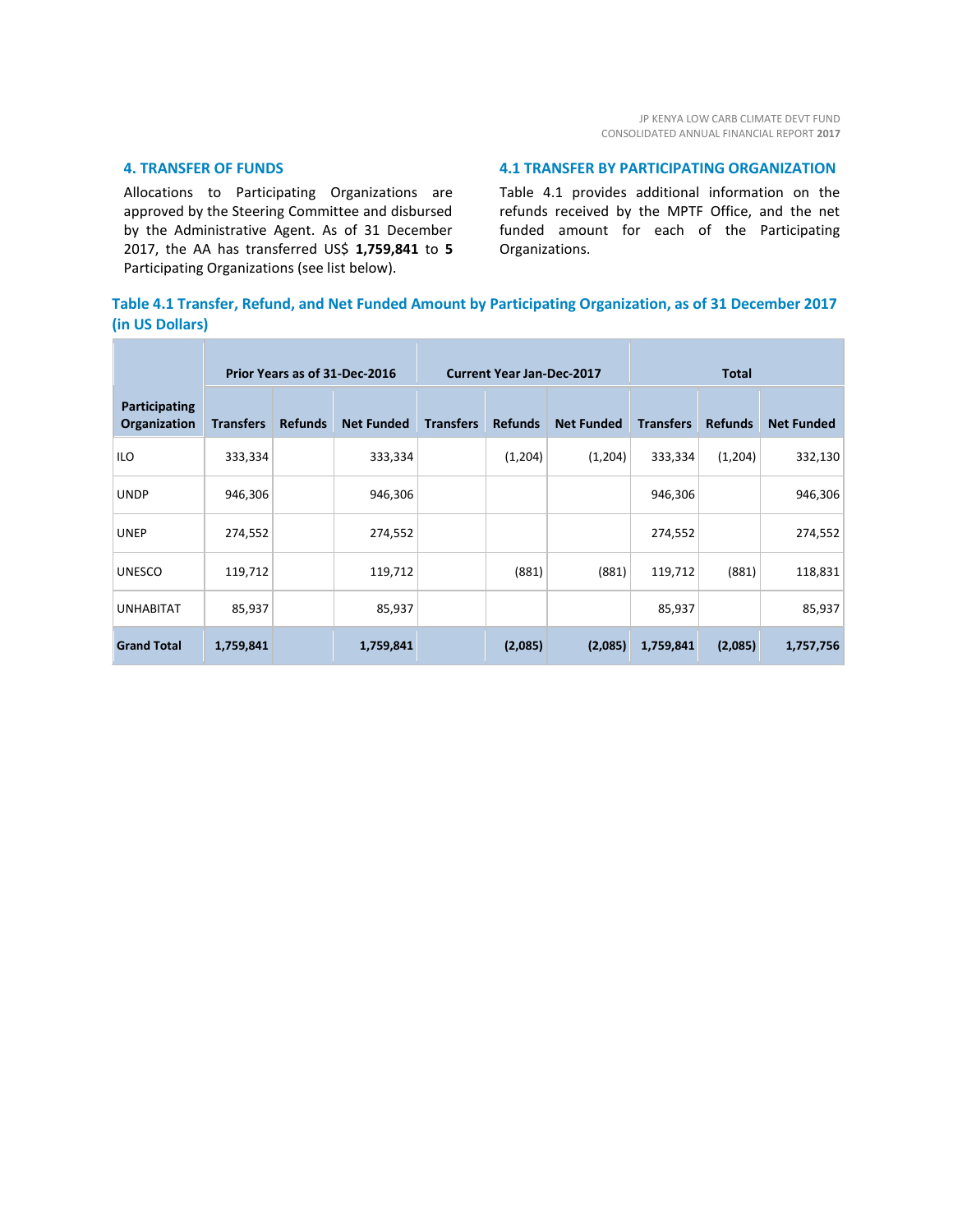## 4. TRANSFER OF FUNDS

Allocations to Participating Organizations are approved by the Steering Committee and disbursed by the Administrative Agent. As of 31 December 2017, the AA has transferred US$ **1,759,841** to **5** Participating Organizations (see list below).

## 4.1 TRANSFER BY PARTICIPATING ORGANIZATION

Table 4.1 provides additional information on the refunds received by the MPTF Office, and the net funded amount for each of the Participating Organizations.

### Table 4.1 Transfer, Refund, and Net Funded Amount by Participating Organization, as of 31 December 2017 (in US Dollars)

| Participating Organization | Prior Years as of 31-Dec-2016 | | | Current Year Jan-Dec-2017 | | | Total | | |
|---|---|---|---|---|---|---|---|---|---|
| | Transfers | Refunds | Net Funded | Transfers | Refunds | Net Funded | Transfers | Refunds | Net Funded |
| ILO | 333,334 | | 333,334 | | (1,204) | (1,204) | 333,334 | (1,204) | 332,130 |
| UNDP | 946,306 | | 946,306 | | | | 946,306 | | 946,306 |
| UNEP | 274,552 | | 274,552 | | | | 274,552 | | 274,552 |
| UNESCO | 119,712 | | 119,712 | | (881) | (881) | 119,712 | (881) | 118,831 |
| UNHABITAT | 85,937 | | 85,937 | | | | 85,937 | | 85,937 |
| **Grand Total** | **1,759,841** | | **1,759,841** | | **(2,085)** | **(2,085)** | **1,759,841** | **(2,085)** | **1,757,756** |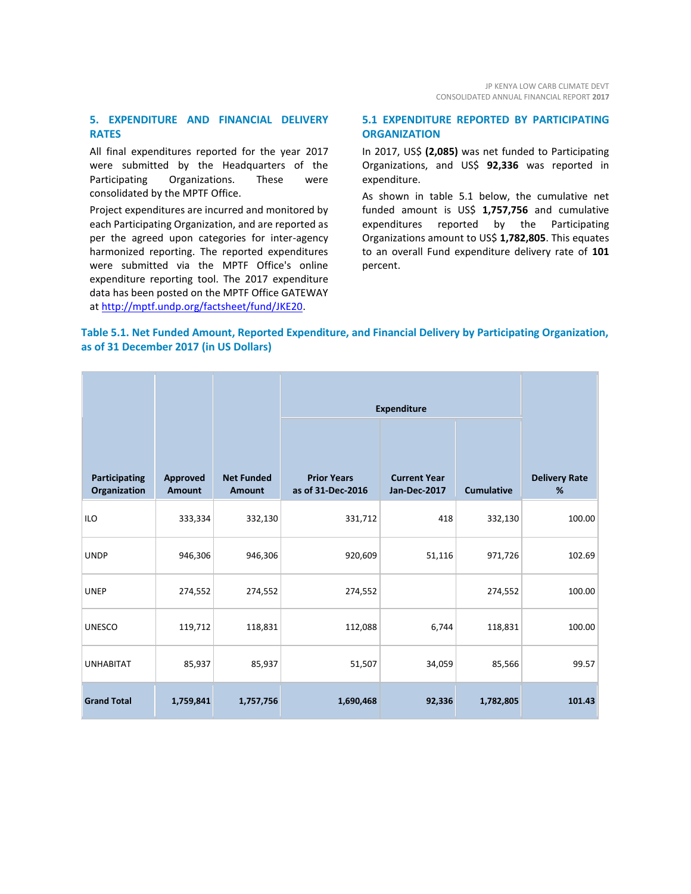## 5. EXPENDITURE AND FINANCIAL DELIVERY RATES

All final expenditures reported for the year 2017 were submitted by the Headquarters of the Participating Organizations. These were consolidated by the MPTF Office.

Project expenditures are incurred and monitored by each Participating Organization, and are reported as per the agreed upon categories for inter-agency harmonized reporting. The reported expenditures were submitted via the MPTF Office's online expenditure reporting tool. The 2017 expenditure data has been posted on the MPTF Office GATEWAY at http://mptf.undp.org/factsheet/fund/JKE20.

### 5.1 EXPENDITURE REPORTED BY PARTICIPATING ORGANIZATION

In 2017, US$ **(2,085)** was net funded to Participating Organizations, and US$ **92,336** was reported in expenditure.

As shown in table 5.1 below, the cumulative net funded amount is US$ **1,757,756** and cumulative expenditures reported by the Participating Organizations amount to US$ **1,782,805**. This equates to an overall Fund expenditure delivery rate of **101** percent.

**Table 5.1. Net Funded Amount, Reported Expenditure, and Financial Delivery by Participating Organization, as of 31 December 2017 (in US Dollars)**

| Participating Organization | Approved Amount | Net Funded Amount | Expenditure | | | Delivery Rate % |
|---|---|---|---|---|---|---|
| | | | Prior Years as of 31-Dec-2016 | Current Year Jan-Dec-2017 | Cumulative | |
| ILO | 333,334 | 332,130 | 331,712 | 418 | 332,130 | 100.00 |
| UNDP | 946,306 | 946,306 | 920,609 | 51,116 | 971,726 | 102.69 |
| UNEP | 274,552 | 274,552 | 274,552 | | 274,552 | 100.00 |
| UNESCO | 119,712 | 118,831 | 112,088 | 6,744 | 118,831 | 100.00 |
| UNHABITAT | 85,937 | 85,937 | 51,507 | 34,059 | 85,566 | 99.57 |
| **Grand Total** | **1,759,841** | **1,757,756** | **1,690,468** | **92,336** | **1,782,805** | **101.43** |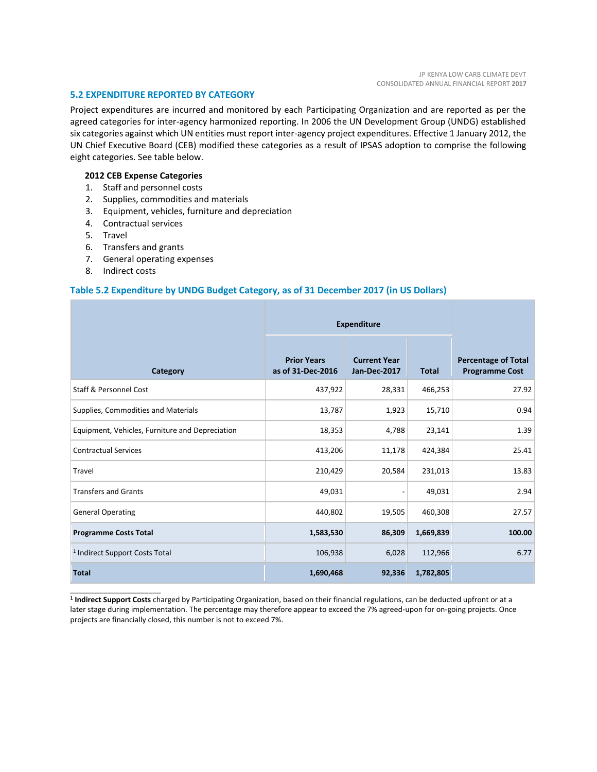## 5.2 EXPENDITURE REPORTED BY CATEGORY

Project expenditures are incurred and monitored by each Participating Organization and are reported as per the agreed categories for inter-agency harmonized reporting. In 2006 the UN Development Group (UNDG) established six categories against which UN entities must report inter-agency project expenditures. Effective 1 January 2012, the UN Chief Executive Board (CEB) modified these categories as a result of IPSAS adoption to comprise the following eight categories. See table below.

**2012 CEB Expense Categories**

1. Staff and personnel costs
2. Supplies, commodities and materials
3. Equipment, vehicles, furniture and depreciation
4. Contractual services
5. Travel
6. Transfers and grants
7. General operating expenses
8. Indirect costs

### Table 5.2 Expenditure by UNDG Budget Category, as of 31 December 2017 (in US Dollars)

| Category | Expenditure | | | Percentage of Total Programme Cost |
|---|---|---|---|---|
| | Prior Years as of 31-Dec-2016 | Current Year Jan-Dec-2017 | Total | |
| Staff & Personnel Cost | 437,922 | 28,331 | 466,253 | 27.92 |
| Supplies, Commodities and Materials | 13,787 | 1,923 | 15,710 | 0.94 |
| Equipment, Vehicles, Furniture and Depreciation | 18,353 | 4,788 | 23,141 | 1.39 |
| Contractual Services | 413,206 | 11,178 | 424,384 | 25.41 |
| Travel | 210,429 | 20,584 | 231,013 | 13.83 |
| Transfers and Grants | 49,031 | - | 49,031 | 2.94 |
| General Operating | 440,802 | 19,505 | 460,308 | 27.57 |
| **Programme Costs Total** | **1,583,530** | **86,309** | **1,669,839** | **100.00** |
| [1] Indirect Support Costs Total | 106,938 | 6,028 | 112,966 | 6.77 |
| **Total** | **1,690,468** | **92,336** | **1,782,805** | |

[1] **Indirect Support Costs** charged by Participating Organization, based on their financial regulations, can be deducted upfront or at a later stage during implementation. The percentage may therefore appear to exceed the 7% agreed-upon for on-going projects. Once projects are financially closed, this number is not to exceed 7%.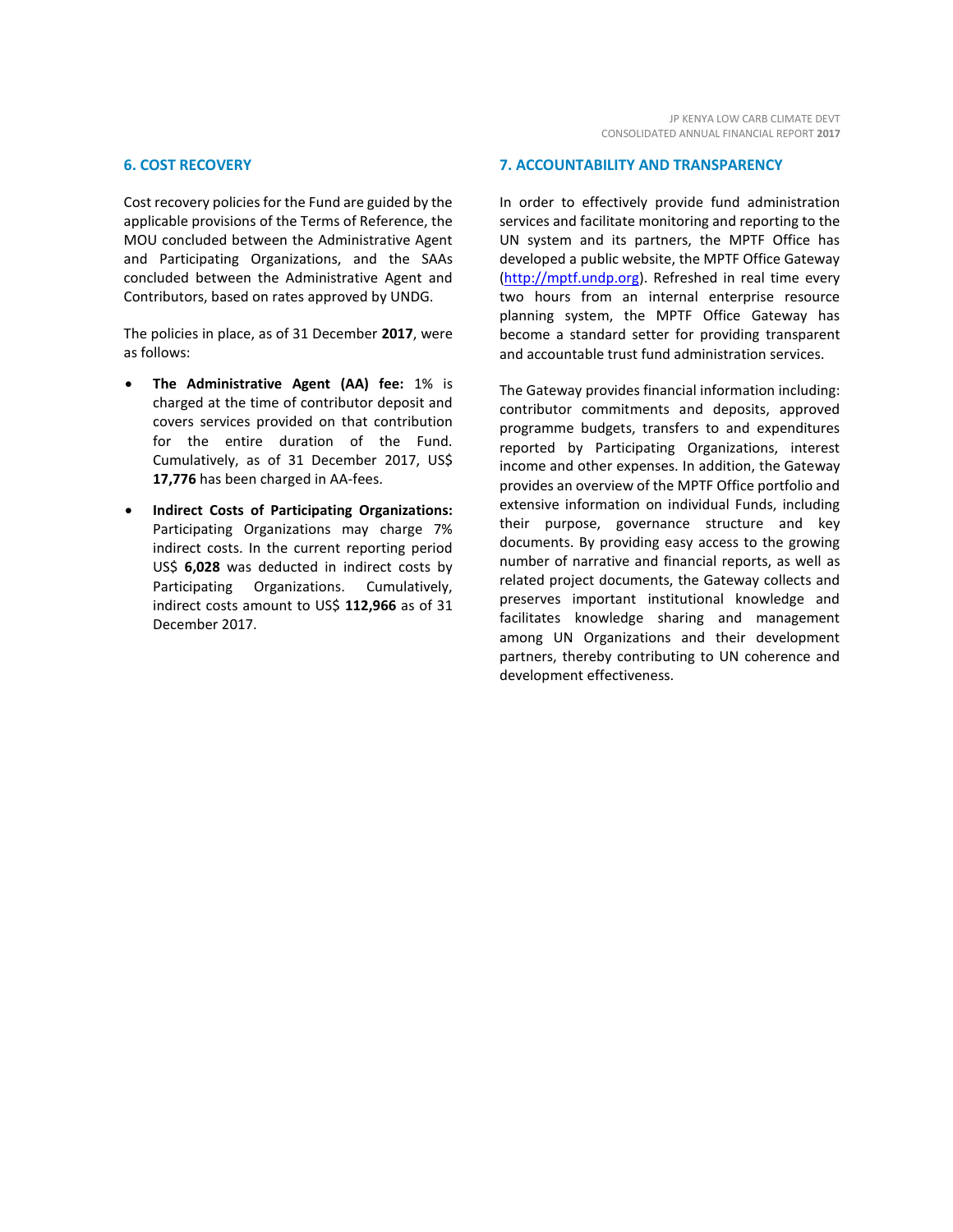## 6. COST RECOVERY

Cost recovery policies for the Fund are guided by the applicable provisions of the Terms of Reference, the MOU concluded between the Administrative Agent and Participating Organizations, and the SAAs concluded between the Administrative Agent and Contributors, based on rates approved by UNDG.

The policies in place, as of 31 December **2017**, were as follows:

- **The Administrative Agent (AA) fee:** 1% is charged at the time of contributor deposit and covers services provided on that contribution for the entire duration of the Fund. Cumulatively, as of 31 December 2017, US$ **17,776** has been charged in AA-fees.
- **Indirect Costs of Participating Organizations:** Participating Organizations may charge 7% indirect costs. In the current reporting period US$ **6,028** was deducted in indirect costs by Participating Organizations. Cumulatively, indirect costs amount to US$ **112,966** as of 31 December 2017.

## 7. ACCOUNTABILITY AND TRANSPARENCY

In order to effectively provide fund administration services and facilitate monitoring and reporting to the UN system and its partners, the MPTF Office has developed a public website, the MPTF Office Gateway (http://mptf.undp.org). Refreshed in real time every two hours from an internal enterprise resource planning system, the MPTF Office Gateway has become a standard setter for providing transparent and accountable trust fund administration services.

The Gateway provides financial information including: contributor commitments and deposits, approved programme budgets, transfers to and expenditures reported by Participating Organizations, interest income and other expenses. In addition, the Gateway provides an overview of the MPTF Office portfolio and extensive information on individual Funds, including their purpose, governance structure and key documents. By providing easy access to the growing number of narrative and financial reports, as well as related project documents, the Gateway collects and preserves important institutional knowledge and facilitates knowledge sharing and management among UN Organizations and their development partners, thereby contributing to UN coherence and development effectiveness.